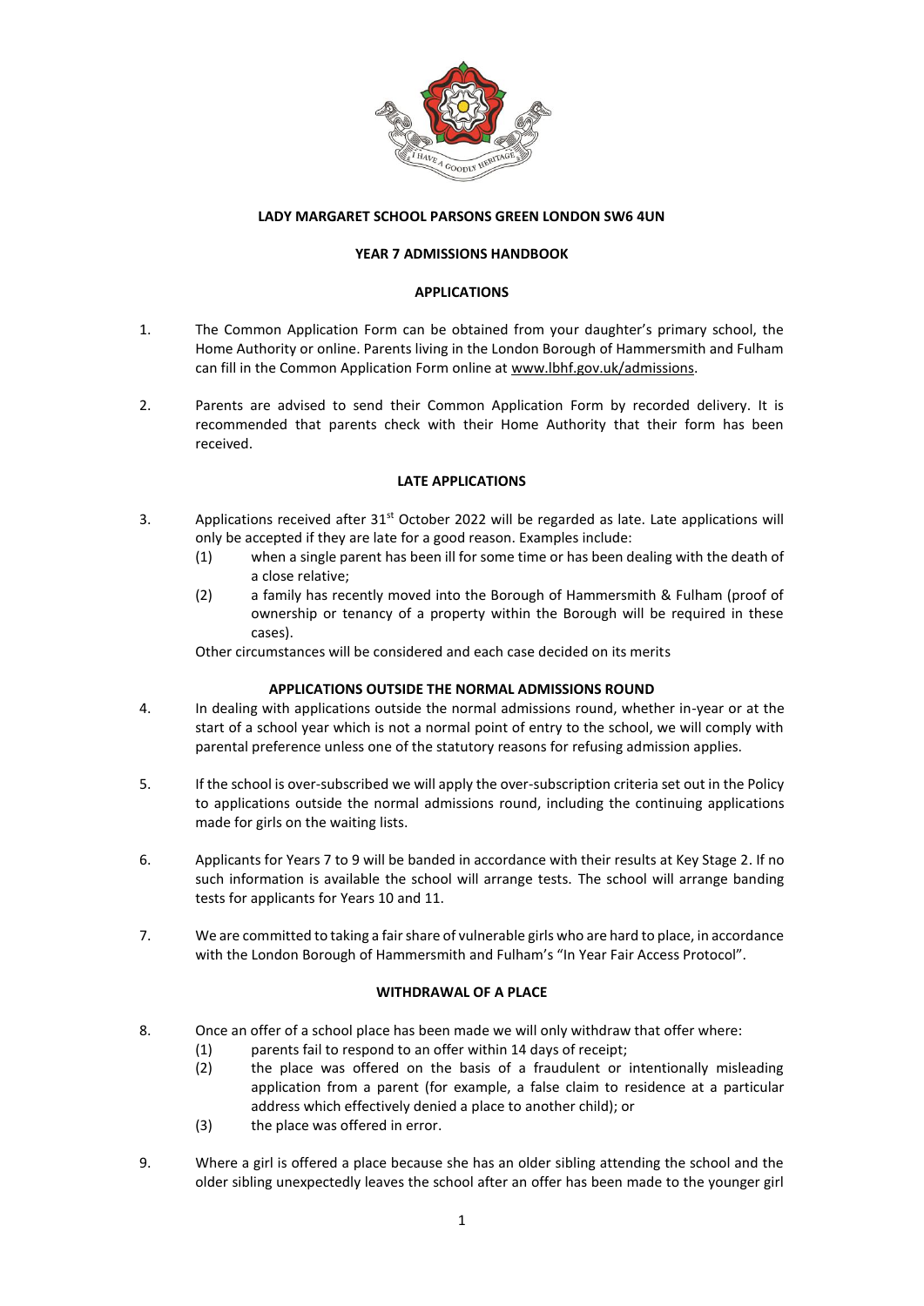**LADY MARGARET SCHOOL PARSONS GREEN LONDON SW6 4UN**

**YEAR 7 ADMISSIONS HANDBOOK**

**APPLICATIONS**

1. The Common Application Form can be obtained from your daughter's primary school, the Home Authority or online. Parents living in the London Borough of Hammersmith and Fulham can fill in the Common Application Form online at www.lbhf.gov.uk/admissions.

2. Parents are advised to send their Common Application Form by recorded delivery. It is recommended that parents check with their Home Authority that their form has been received.

**LATE APPLICATIONS**

3. Applications received after 31st October 2022 will be regarded as late. Late applications will only be accepted if they are late for a good reason. Examples include:
   (1) when a single parent has been ill for some time or has been dealing with the death of a close relative;
   (2) a family has recently moved into the Borough of Hammersmith & Fulham (proof of ownership or tenancy of a property within the Borough will be required in these cases).

   Other circumstances will be considered and each case decided on its merits

**APPLICATIONS OUTSIDE THE NORMAL ADMISSIONS ROUND**

4. In dealing with applications outside the normal admissions round, whether in-year or at the start of a school year which is not a normal point of entry to the school, we will comply with parental preference unless one of the statutory reasons for refusing admission applies.

5. If the school is over-subscribed we will apply the over-subscription criteria set out in the Policy to applications outside the normal admissions round, including the continuing applications made for girls on the waiting lists.

6. Applicants for Years 7 to 9 will be banded in accordance with their results at Key Stage 2. If no such information is available the school will arrange tests. The school will arrange banding tests for applicants for Years 10 and 11.

7. We are committed to taking a fair share of vulnerable girls who are hard to place, in accordance with the London Borough of Hammersmith and Fulham's "In Year Fair Access Protocol".

**WITHDRAWAL OF A PLACE**

8. Once an offer of a school place has been made we will only withdraw that offer where:
   (1) parents fail to respond to an offer within 14 days of receipt;
   (2) the place was offered on the basis of a fraudulent or intentionally misleading application from a parent (for example, a false claim to residence at a particular address which effectively denied a place to another child); or
   (3) the place was offered in error.

9. Where a girl is offered a place because she has an older sibling attending the school and the older sibling unexpectedly leaves the school after an offer has been made to the younger girl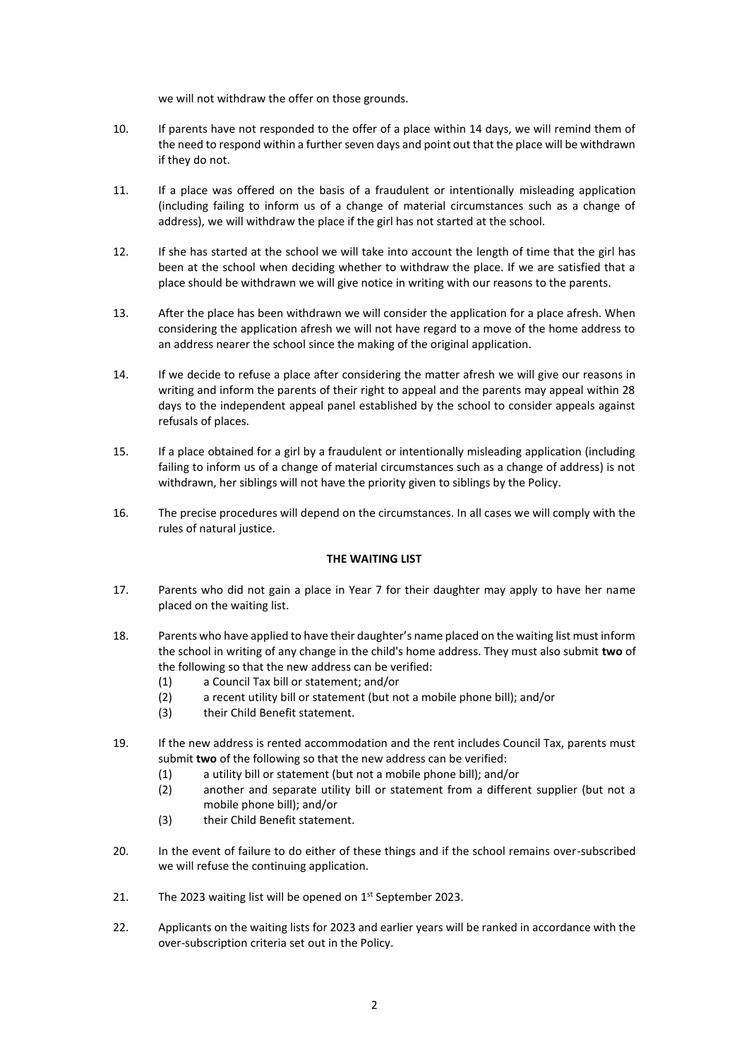we will not withdraw the offer on those grounds.

10. If parents have not responded to the offer of a place within 14 days, we will remind them of the need to respond within a further seven days and point out that the place will be withdrawn if they do not.

11. If a place was offered on the basis of a fraudulent or intentionally misleading application (including failing to inform us of a change of material circumstances such as a change of address), we will withdraw the place if the girl has not started at the school.

12. If she has started at the school we will take into account the length of time that the girl has been at the school when deciding whether to withdraw the place. If we are satisfied that a place should be withdrawn we will give notice in writing with our reasons to the parents.

13. After the place has been withdrawn we will consider the application for a place afresh. When considering the application afresh we will not have regard to a move of the home address to an address nearer the school since the making of the original application.

14. If we decide to refuse a place after considering the matter afresh we will give our reasons in writing and inform the parents of their right to appeal and the parents may appeal within 28 days to the independent appeal panel established by the school to consider appeals against refusals of places.

15. If a place obtained for a girl by a fraudulent or intentionally misleading application (including failing to inform us of a change of material circumstances such as a change of address) is not withdrawn, her siblings will not have the priority given to siblings by the Policy.

16. The precise procedures will depend on the circumstances. In all cases we will comply with the rules of natural justice.

**THE WAITING LIST**

17. Parents who did not gain a place in Year 7 for their daughter may apply to have her name placed on the waiting list.

18. Parents who have applied to have their daughter's name placed on the waiting list must inform the school in writing of any change in the child's home address. They must also submit **two** of the following so that the new address can be verified:
    (1) a Council Tax bill or statement; and/or
    (2) a recent utility bill or statement (but not a mobile phone bill); and/or
    (3) their Child Benefit statement.

19. If the new address is rented accommodation and the rent includes Council Tax, parents must submit **two** of the following so that the new address can be verified:
    (1) a utility bill or statement (but not a mobile phone bill); and/or
    (2) another and separate utility bill or statement from a different supplier (but not a mobile phone bill); and/or
    (3) their Child Benefit statement.

20. In the event of failure to do either of these things and if the school remains over-subscribed we will refuse the continuing application.

21. The 2023 waiting list will be opened on 1st September 2023.

22. Applicants on the waiting lists for 2023 and earlier years will be ranked in accordance with the over-subscription criteria set out in the Policy.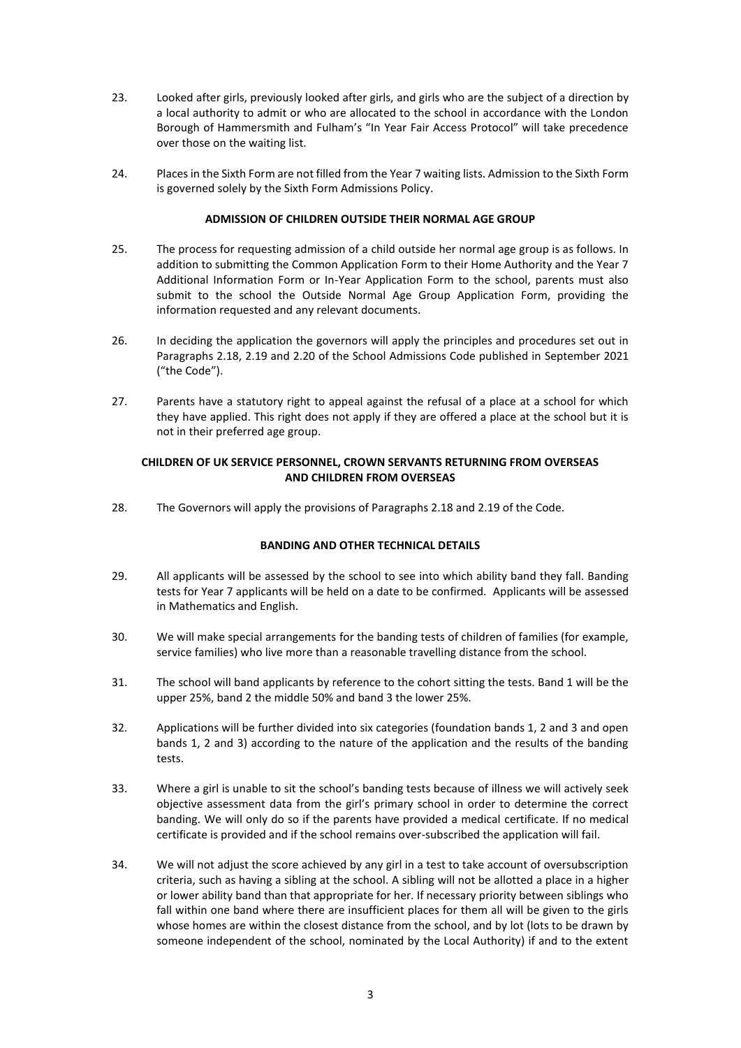23. Looked after girls, previously looked after girls, and girls who are the subject of a direction by a local authority to admit or who are allocated to the school in accordance with the London Borough of Hammersmith and Fulham's "In Year Fair Access Protocol" will take precedence over those on the waiting list.

24. Places in the Sixth Form are not filled from the Year 7 waiting lists. Admission to the Sixth Form is governed solely by the Sixth Form Admissions Policy.

**ADMISSION OF CHILDREN OUTSIDE THEIR NORMAL AGE GROUP**

25. The process for requesting admission of a child outside her normal age group is as follows. In addition to submitting the Common Application Form to their Home Authority and the Year 7 Additional Information Form or In-Year Application Form to the school, parents must also submit to the school the Outside Normal Age Group Application Form, providing the information requested and any relevant documents.

26. In deciding the application the governors will apply the principles and procedures set out in Paragraphs 2.18, 2.19 and 2.20 of the School Admissions Code published in September 2021 ("the Code").

27. Parents have a statutory right to appeal against the refusal of a place at a school for which they have applied. This right does not apply if they are offered a place at the school but it is not in their preferred age group.

**CHILDREN OF UK SERVICE PERSONNEL, CROWN SERVANTS RETURNING FROM OVERSEAS AND CHILDREN FROM OVERSEAS**

28. The Governors will apply the provisions of Paragraphs 2.18 and 2.19 of the Code.

**BANDING AND OTHER TECHNICAL DETAILS**

29. All applicants will be assessed by the school to see into which ability band they fall. Banding tests for Year 7 applicants will be held on a date to be confirmed. Applicants will be assessed in Mathematics and English.

30. We will make special arrangements for the banding tests of children of families (for example, service families) who live more than a reasonable travelling distance from the school.

31. The school will band applicants by reference to the cohort sitting the tests. Band 1 will be the upper 25%, band 2 the middle 50% and band 3 the lower 25%.

32. Applications will be further divided into six categories (foundation bands 1, 2 and 3 and open bands 1, 2 and 3) according to the nature of the application and the results of the banding tests.

33. Where a girl is unable to sit the school's banding tests because of illness we will actively seek objective assessment data from the girl's primary school in order to determine the correct banding. We will only do so if the parents have provided a medical certificate. If no medical certificate is provided and if the school remains over-subscribed the application will fail.

34. We will not adjust the score achieved by any girl in a test to take account of oversubscription criteria, such as having a sibling at the school. A sibling will not be allotted a place in a higher or lower ability band than that appropriate for her. If necessary priority between siblings who fall within one band where there are insufficient places for them all will be given to the girls whose homes are within the closest distance from the school, and by lot (lots to be drawn by someone independent of the school, nominated by the Local Authority) if and to the extent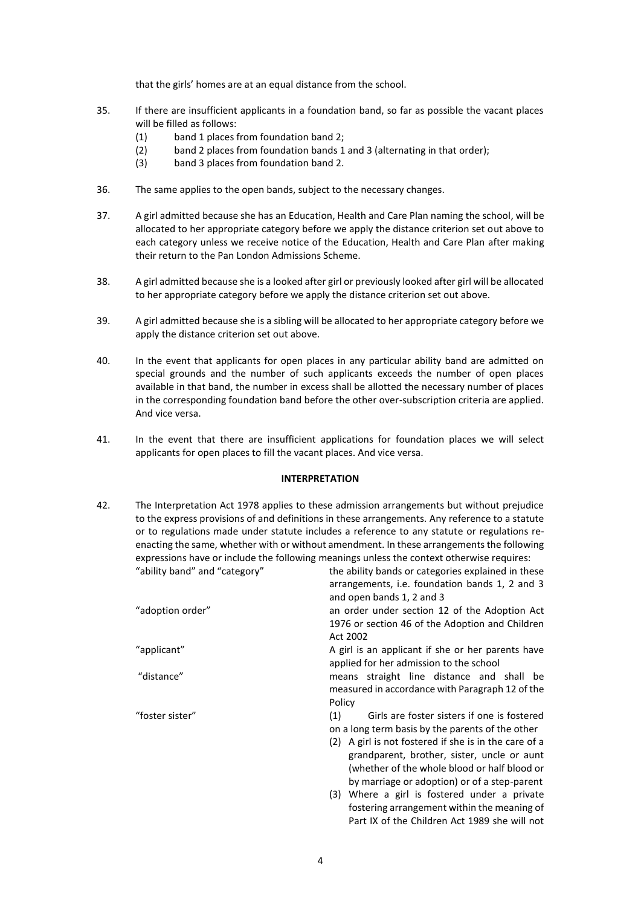that the girls' homes are at an equal distance from the school.

35. If there are insufficient applicants in a foundation band, so far as possible the vacant places will be filled as follows:
    (1) band 1 places from foundation band 2;
    (2) band 2 places from foundation bands 1 and 3 (alternating in that order);
    (3) band 3 places from foundation band 2.

36. The same applies to the open bands, subject to the necessary changes.

37. A girl admitted because she has an Education, Health and Care Plan naming the school, will be allocated to her appropriate category before we apply the distance criterion set out above to each category unless we receive notice of the Education, Health and Care Plan after making their return to the Pan London Admissions Scheme.

38. A girl admitted because she is a looked after girl or previously looked after girl will be allocated to her appropriate category before we apply the distance criterion set out above.

39. A girl admitted because she is a sibling will be allocated to her appropriate category before we apply the distance criterion set out above.

40. In the event that applicants for open places in any particular ability band are admitted on special grounds and the number of such applicants exceeds the number of open places available in that band, the number in excess shall be allotted the necessary number of places in the corresponding foundation band before the other over-subscription criteria are applied. And vice versa.

41. In the event that there are insufficient applications for foundation places we will select applicants for open places to fill the vacant places. And vice versa.

**INTERPRETATION**

42. The Interpretation Act 1978 applies to these admission arrangements but without prejudice to the express provisions of and definitions in these arrangements. Any reference to a statute or to regulations made under statute includes a reference to any statute or regulations re-enacting the same, whether with or without amendment. In these arrangements the following expressions have or include the following meanings unless the context otherwise requires:

| | |
|---|---|
| "ability band" and "category" | the ability bands or categories explained in these arrangements, i.e. foundation bands 1, 2 and 3 and open bands 1, 2 and 3 |
| "adoption order" | an order under section 12 of the Adoption Act 1976 or section 46 of the Adoption and Children Act 2002 |
| "applicant" | A girl is an applicant if she or her parents have applied for her admission to the school |
| "distance" | means straight line distance and shall be measured in accordance with Paragraph 12 of the Policy |
| "foster sister" | (1) Girls are foster sisters if one is fostered on a long term basis by the parents of the other<br>(2) A girl is not fostered if she is in the care of a grandparent, brother, sister, uncle or aunt (whether of the whole blood or half blood or by marriage or adoption) or of a step-parent<br>(3) Where a girl is fostered under a private fostering arrangement within the meaning of Part IX of the Children Act 1989 she will not |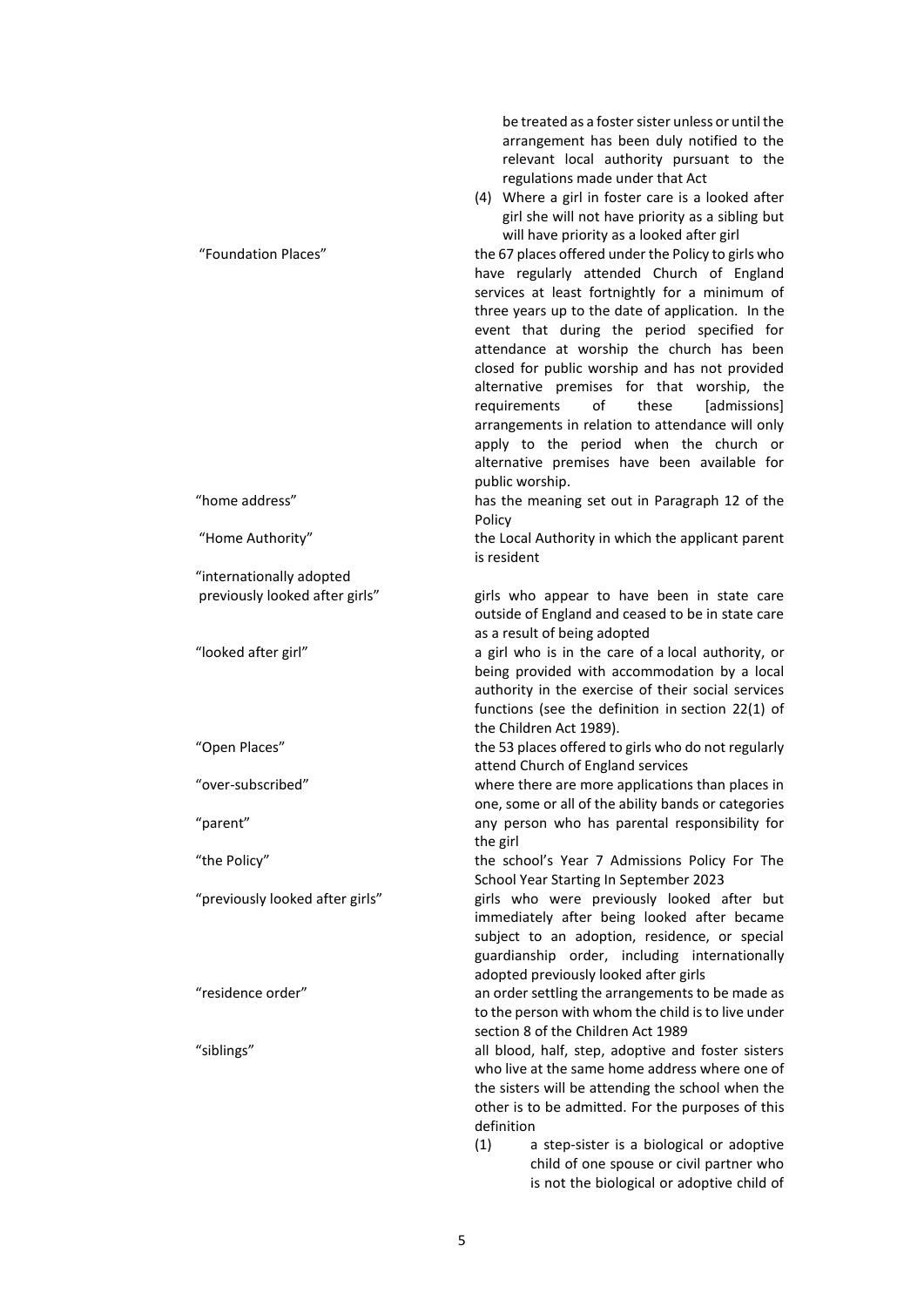| | |
|---|---|
| | be treated as a foster sister unless or until the arrangement has been duly notified to the relevant local authority pursuant to the regulations made under that Act<br>(4) Where a girl in foster care is a looked after girl she will not have priority as a sibling but will have priority as a looked after girl |
| "Foundation Places" | the 67 places offered under the Policy to girls who have regularly attended Church of England services at least fortnightly for a minimum of three years up to the date of application. In the event that during the period specified for attendance at worship the church has been closed for public worship and has not provided alternative premises for that worship, the requirements of these [admissions] arrangements in relation to attendance will only apply to the period when the church or alternative premises have been available for public worship. |
| "home address" | has the meaning set out in Paragraph 12 of the Policy |
| "Home Authority" | the Local Authority in which the applicant parent is resident |
| "internationally adopted previously looked after girls" | girls who appear to have been in state care outside of England and ceased to be in state care as a result of being adopted |
| "looked after girl" | a girl who is in the care of a local authority, or being provided with accommodation by a local authority in the exercise of their social services functions (see the definition in section 22(1) of the Children Act 1989). |
| "Open Places" | the 53 places offered to girls who do not regularly attend Church of England services |
| "over-subscribed" | where there are more applications than places in one, some or all of the ability bands or categories |
| "parent" | any person who has parental responsibility for the girl |
| "the Policy" | the school's Year 7 Admissions Policy For The School Year Starting In September 2023 |
| "previously looked after girls" | girls who were previously looked after but immediately after being looked after became subject to an adoption, residence, or special guardianship order, including internationally adopted previously looked after girls |
| "residence order" | an order settling the arrangements to be made as to the person with whom the child is to live under section 8 of the Children Act 1989 |
| "siblings" | all blood, half, step, adoptive and foster sisters who live at the same home address where one of the sisters will be attending the school when the other is to be admitted. For the purposes of this definition<br>(1) a step-sister is a biological or adoptive child of one spouse or civil partner who is not the biological or adoptive child of |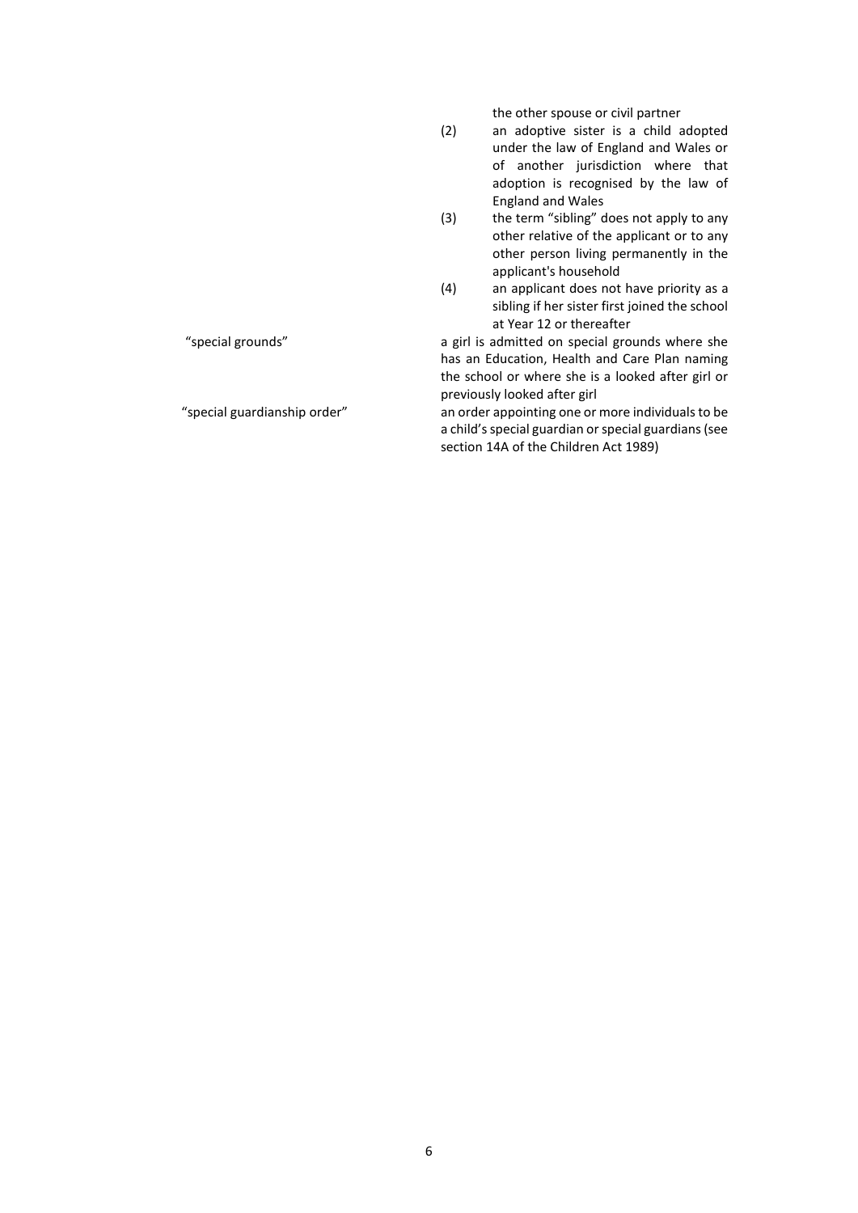| | |
|---|---|
| | the other spouse or civil partner<br>(2) an adoptive sister is a child adopted under the law of England and Wales or of another jurisdiction where that adoption is recognised by the law of England and Wales<br>(3) the term "sibling" does not apply to any other relative of the applicant or to any other person living permanently in the applicant's household<br>(4) an applicant does not have priority as a sibling if her sister first joined the school at Year 12 or thereafter |
| "special grounds" | a girl is admitted on special grounds where she has an Education, Health and Care Plan naming the school or where she is a looked after girl or previously looked after girl |
| "special guardianship order" | an order appointing one or more individuals to be a child's special guardian or special guardians (see section 14A of the Children Act 1989) |